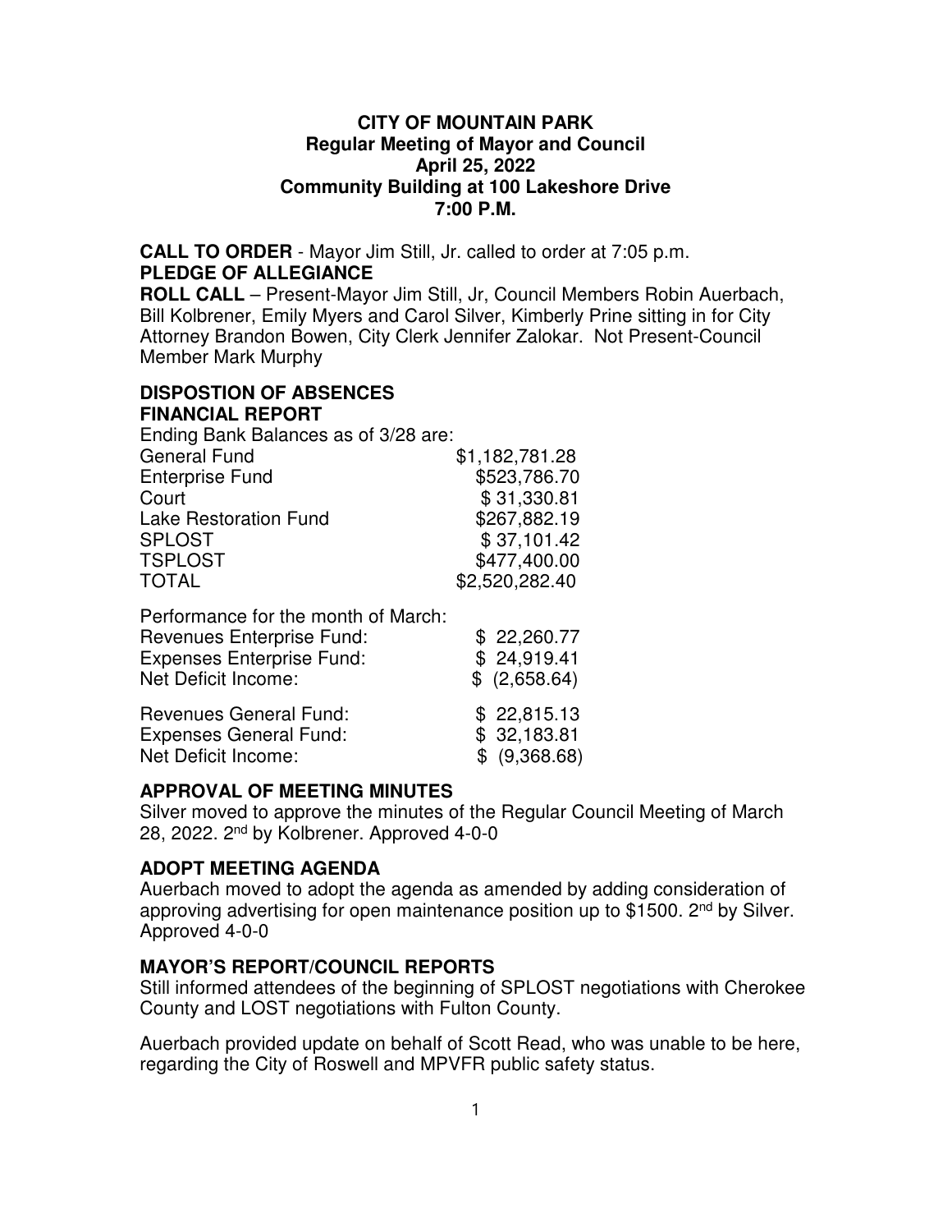# CITY OF MOUNTAIN PARK
## Regular Meeting of Mayor and Council
## April 25, 2022
## Community Building at 100 Lakeshore Drive
## 7:00 P.M.

**CALL TO ORDER** - Mayor Jim Still, Jr. called to order at 7:05 p.m.

**PLEDGE OF ALLEGIANCE**

**ROLL CALL** – Present-Mayor Jim Still, Jr, Council Members Robin Auerbach, Bill Kolbrener, Emily Myers and Carol Silver, Kimberly Prine sitting in for City Attorney Brandon Bowen, City Clerk Jennifer Zalokar. Not Present-Council Member Mark Murphy

**DISPOSTION OF ABSENCES**

**FINANCIAL REPORT**

Ending Bank Balances as of 3/28 are:

| | |
|---|---|
| General Fund | $1,182,781.28 |
| Enterprise Fund | $523,786.70 |
| Court | $ 31,330.81 |
| Lake Restoration Fund | $267,882.19 |
| SPLOST | $ 37,101.42 |
| TSPLOST | $477,400.00 |
| TOTAL | $2,520,282.40 |

Performance for the month of March:

| | |
|---|---|
| Revenues Enterprise Fund: | $ 22,260.77 |
| Expenses Enterprise Fund: | $ 24,919.41 |
| Net Deficit Income: | $ (2,658.64) |
| | |
| Revenues General Fund: | $ 22,815.13 |
| Expenses General Fund: | $ 32,183.81 |
| Net Deficit Income: | $ (9,368.68) |

**APPROVAL OF MEETING MINUTES**

Silver moved to approve the minutes of the Regular Council Meeting of March 28, 2022. 2nd by Kolbrener. Approved 4-0-0

**ADOPT MEETING AGENDA**

Auerbach moved to adopt the agenda as amended by adding consideration of approving advertising for open maintenance position up to $1500. 2nd by Silver. Approved 4-0-0

**MAYOR'S REPORT/COUNCIL REPORTS**

Still informed attendees of the beginning of SPLOST negotiations with Cherokee County and LOST negotiations with Fulton County.

Auerbach provided update on behalf of Scott Read, who was unable to be here, regarding the City of Roswell and MPVFR public safety status.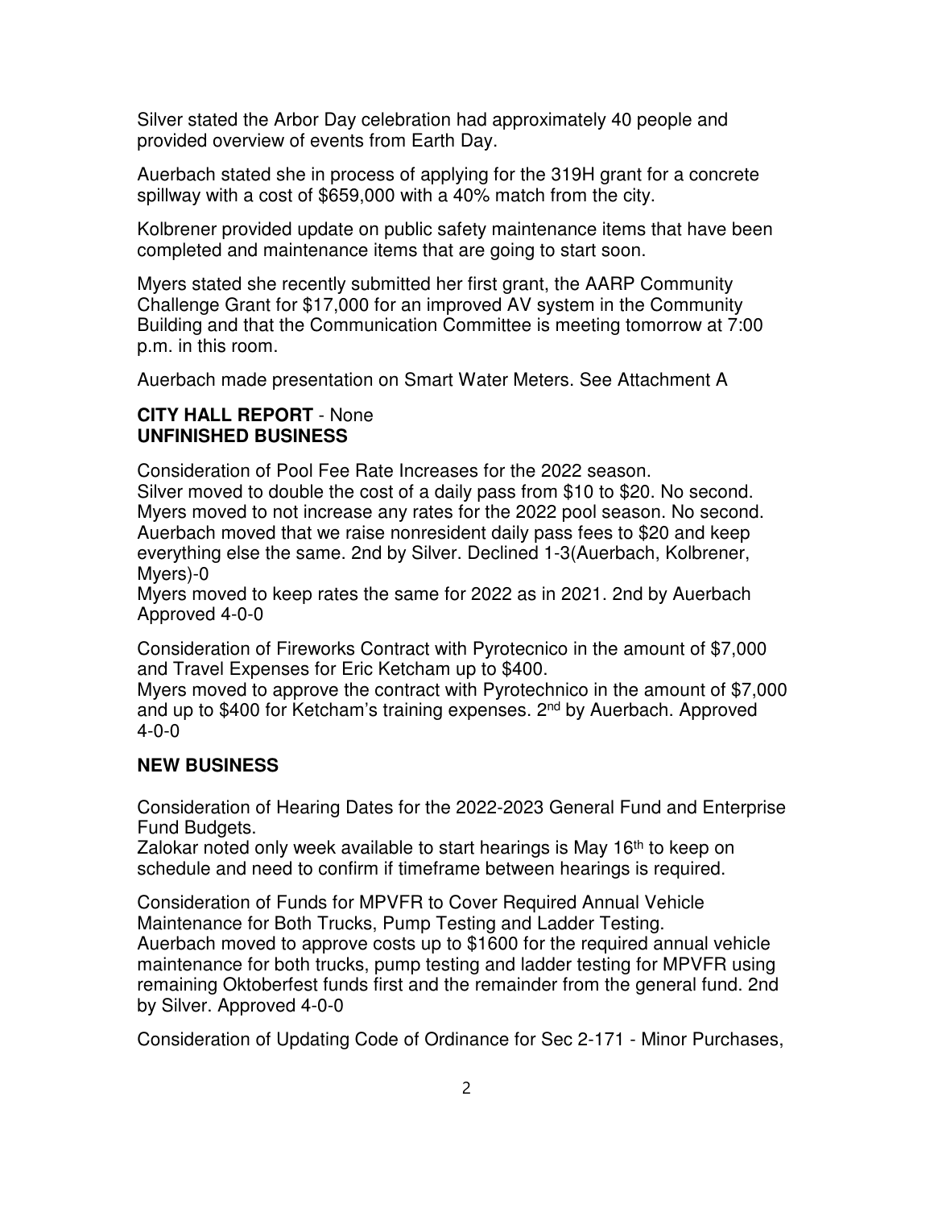Silver stated the Arbor Day celebration had approximately 40 people and provided overview of events from Earth Day.

Auerbach stated she in process of applying for the 319H grant for a concrete spillway with a cost of $659,000 with a 40% match from the city.

Kolbrener provided update on public safety maintenance items that have been completed and maintenance items that are going to start soon.

Myers stated she recently submitted her first grant, the AARP Community Challenge Grant for $17,000 for an improved AV system in the Community Building and that the Communication Committee is meeting tomorrow at 7:00 p.m. in this room.

Auerbach made presentation on Smart Water Meters. See Attachment A

**CITY HALL REPORT** - None
**UNFINISHED BUSINESS**

Consideration of Pool Fee Rate Increases for the 2022 season.
Silver moved to double the cost of a daily pass from $10 to $20. No second.
Myers moved to not increase any rates for the 2022 pool season. No second.
Auerbach moved that we raise nonresident daily pass fees to $20 and keep everything else the same. 2nd by Silver. Declined 1-3(Auerbach, Kolbrener, Myers)-0
Myers moved to keep rates the same for 2022 as in 2021. 2nd by Auerbach Approved 4-0-0

Consideration of Fireworks Contract with Pyrotecnico in the amount of $7,000 and Travel Expenses for Eric Ketcham up to $400.
Myers moved to approve the contract with Pyrotechnico in the amount of $7,000 and up to $400 for Ketcham's training expenses. 2nd by Auerbach. Approved 4-0-0

**NEW BUSINESS**

Consideration of Hearing Dates for the 2022-2023 General Fund and Enterprise Fund Budgets.
Zalokar noted only week available to start hearings is May 16th to keep on schedule and need to confirm if timeframe between hearings is required.

Consideration of Funds for MPVFR to Cover Required Annual Vehicle Maintenance for Both Trucks, Pump Testing and Ladder Testing.
Auerbach moved to approve costs up to $1600 for the required annual vehicle maintenance for both trucks, pump testing and ladder testing for MPVFR using remaining Oktoberfest funds first and the remainder from the general fund. 2nd by Silver. Approved 4-0-0

Consideration of Updating Code of Ordinance for Sec 2-171 - Minor Purchases,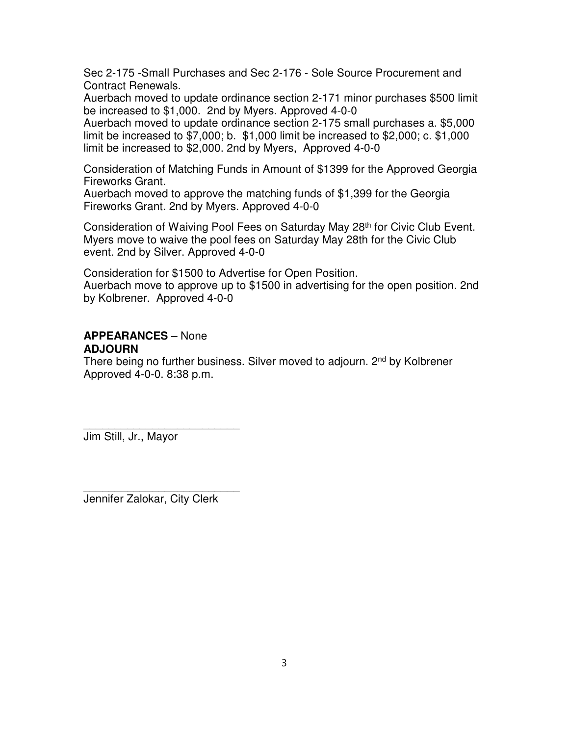Sec 2-175 -Small Purchases and Sec 2-176 - Sole Source Procurement and Contract Renewals.
Auerbach moved to update ordinance section 2-171 minor purchases $500 limit be increased to $1,000. 2nd by Myers. Approved 4-0-0
Auerbach moved to update ordinance section 2-175 small purchases a. $5,000 limit be increased to $7,000; b. $1,000 limit be increased to $2,000; c. $1,000 limit be increased to $2,000. 2nd by Myers, Approved 4-0-0

Consideration of Matching Funds in Amount of $1399 for the Approved Georgia Fireworks Grant.
Auerbach moved to approve the matching funds of $1,399 for the Georgia Fireworks Grant. 2nd by Myers. Approved 4-0-0

Consideration of Waiving Pool Fees on Saturday May 28th for Civic Club Event.
Myers move to waive the pool fees on Saturday May 28th for the Civic Club event. 2nd by Silver. Approved 4-0-0

Consideration for $1500 to Advertise for Open Position.
Auerbach move to approve up to $1500 in advertising for the open position. 2nd by Kolbrener. Approved 4-0-0

**APPEARANCES** – None

**ADJOURN**

There being no further business. Silver moved to adjourn. 2nd by Kolbrener Approved 4-0-0. 8:38 p.m.

___________________________
Jim Still, Jr., Mayor

___________________________
Jennifer Zalokar, City Clerk